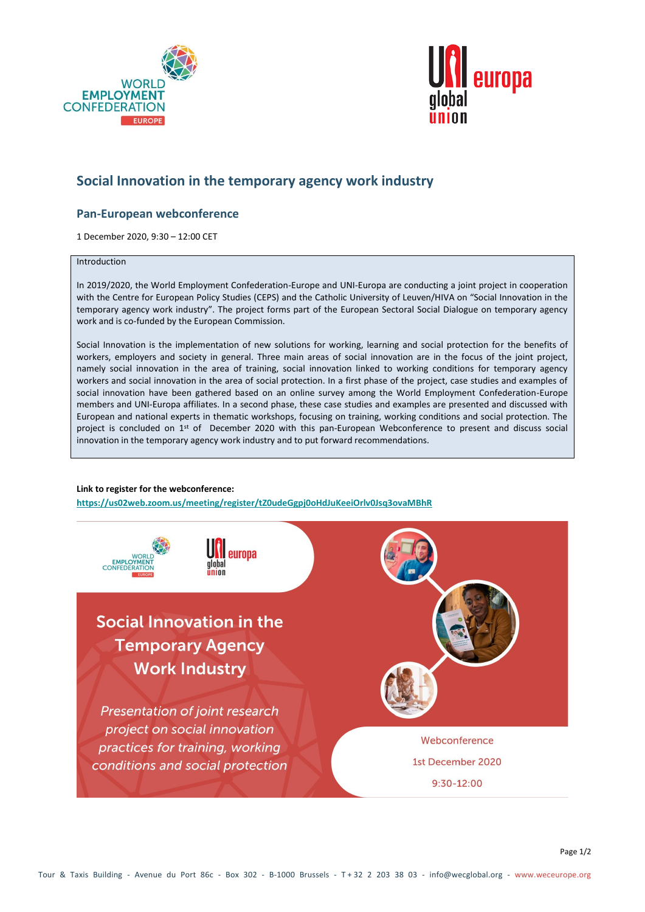# Social Innovation in the temporary agency work industry

## Pan-European webconference

1 December 2020, 9:30 – 12:00 CET

Introduction

In 2019/2020, the World Employment Confederation-Europe and UNI-Europa are conducting a joint project in cooperation with the Centre for European Policy Studies (CEPS) and the Catholic University of Leuven/HIVA on "Social Innovation in the temporary agency work industry". The project forms part of the European Sectoral Social Dialogue on temporary agency work and is co-funded by the European Commission.

Social Innovation is the implementation of new solutions for working, learning and social protection for the benefits of workers, employers and society in general. Three main areas of social innovation are in the focus of the joint project, namely social innovation in the area of training, social innovation linked to working conditions for temporary agency workers and social innovation in the area of social protection. In a first phase of the project, case studies and examples of social innovation have been gathered based on an online survey among the World Employment Confederation-Europe members and UNI-Europa affiliates. In a second phase, these case studies and examples are presented and discussed with European and national experts in thematic workshops, focusing on training, working conditions and social protection. The project is concluded on 1st of December 2020 with this pan-European Webconference to present and discuss social innovation in the temporary agency work industry and to put forward recommendations.

**Link to register for the webconference:**
https://us02web.zoom.us/meeting/register/tZ0udeGgpj0oHdJuKeeiOrlv0Jsq3ovaMBhR

Social Innovation in the Temporary Agency Work Industry

*Presentation of joint research project on social innovation practices for training, working conditions and social protection*

Webconference

1st December 2020

9:30-12:00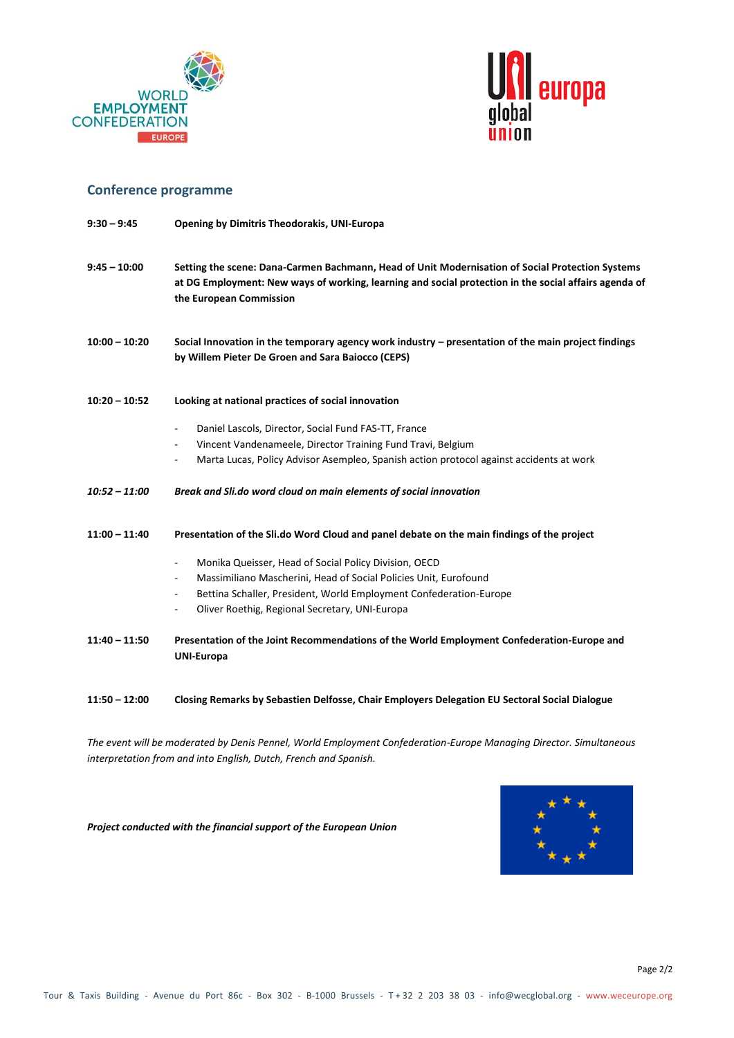## Conference programme

| | |
|---|---|
| **9:30 – 9:45** | **Opening by Dimitris Theodorakis, UNI-Europa** |
| **9:45 – 10:00** | **Setting the scene: Dana-Carmen Bachmann, Head of Unit Modernisation of Social Protection Systems at DG Employment: New ways of working, learning and social protection in the social affairs agenda of the European Commission** |
| **10:00 – 10:20** | **Social Innovation in the temporary agency work industry – presentation of the main project findings by Willem Pieter De Groen and Sara Baiocco (CEPS)** |
| **10:20 – 10:52** | **Looking at national practices of social innovation**<br>- Daniel Lascols, Director, Social Fund FAS-TT, France<br>- Vincent Vandenameele, Director Training Fund Travi, Belgium<br>- Marta Lucas, Policy Advisor Asempleo, Spanish action protocol against accidents at work |
| ***10:52 – 11:00*** | ***Break and Sli.do word cloud on main elements of social innovation*** |
| **11:00 – 11:40** | **Presentation of the Sli.do Word Cloud and panel debate on the main findings of the project**<br>- Monika Queisser, Head of Social Policy Division, OECD<br>- Massimiliano Mascherini, Head of Social Policies Unit, Eurofound<br>- Bettina Schaller, President, World Employment Confederation-Europe<br>- Oliver Roethig, Regional Secretary, UNI-Europa |
| **11:40 – 11:50** | **Presentation of the Joint Recommendations of the World Employment Confederation-Europe and UNI-Europa** |
| **11:50 – 12:00** | **Closing Remarks by Sebastien Delfosse, Chair Employers Delegation EU Sectoral Social Dialogue** |

*The event will be moderated by Denis Pennel, World Employment Confederation-Europe Managing Director. Simultaneous interpretation from and into English, Dutch, French and Spanish.*

***Project conducted with the financial support of the European Union***

Tour & Taxis Building - Avenue du Port 86c - Box 302 - B-1000 Brussels - T + 32 2 203 38 03 - info@wecglobal.org - www.weceurope.org